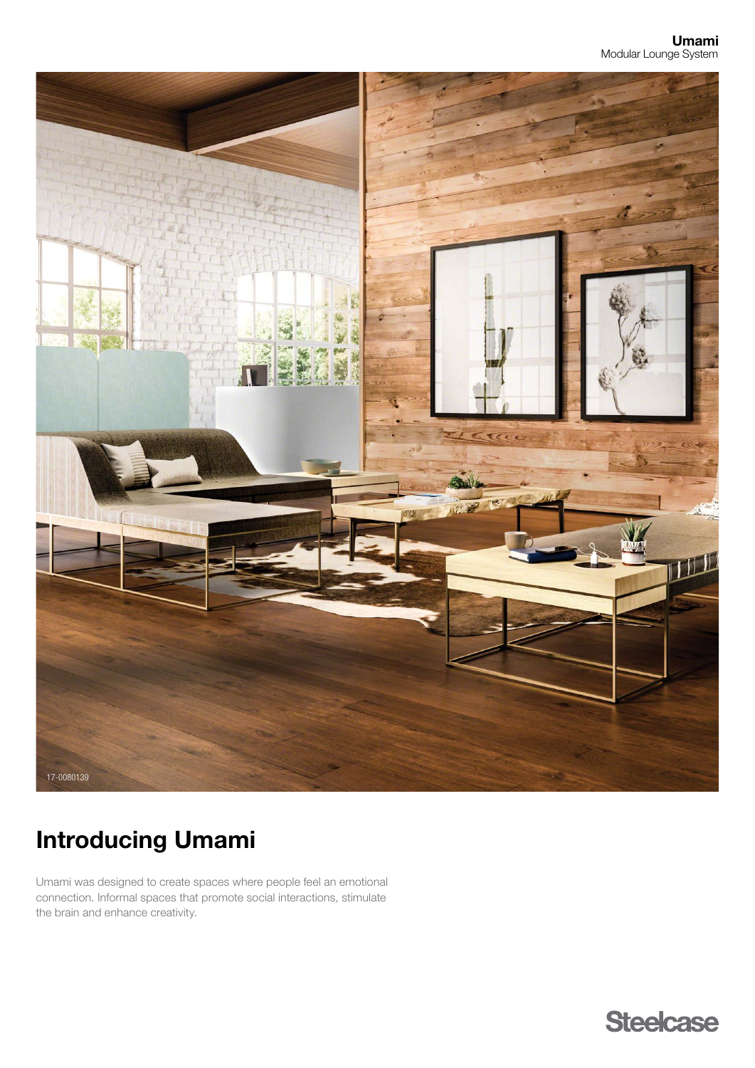17-0080139

# Introducing Umami

Umami was designed to create spaces where people feel an emotional connection. Informal spaces that promote social interactions, stimulate the brain and enhance creativity.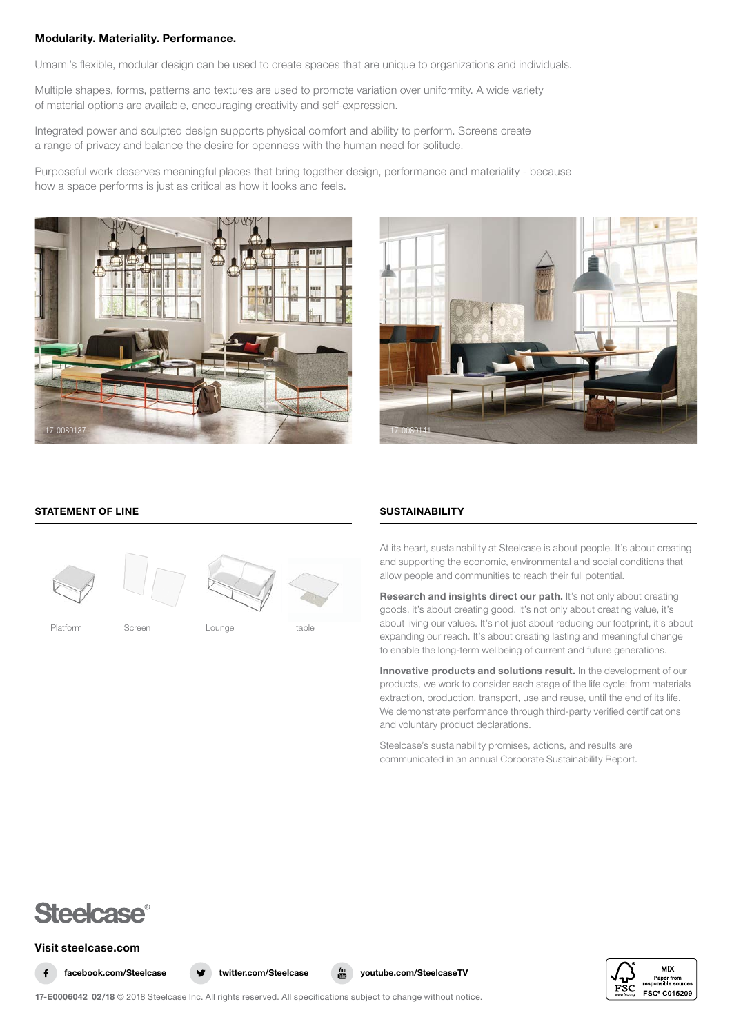**Modularity. Materiality. Performance.**

Umami's flexible, modular design can be used to create spaces that are unique to organizations and individuals.

Multiple shapes, forms, patterns and textures are used to promote variation over uniformity. A wide variety of material options are available, encouraging creativity and self-expression.

Integrated power and sculpted design supports physical comfort and ability to perform. Screens create a range of privacy and balance the desire for openness with the human need for solitude.

Purposeful work deserves meaningful places that bring together design, performance and materiality - because how a space performs is just as critical as how it looks and feels.

17-0080137

17-0080141

## STATEMENT OF LINE

Platform

Screen

Lounge

table

## SUSTAINABILITY

At its heart, sustainability at Steelcase is about people. It's about creating and supporting the economic, environmental and social conditions that allow people and communities to reach their full potential.

**Research and insights direct our path.** It's not only about creating goods, it's about creating good. It's not only about creating value, it's about living our values. It's not just about reducing our footprint, it's about expanding our reach. It's about creating lasting and meaningful change to enable the long-term wellbeing of current and future generations.

**Innovative products and solutions result.** In the development of our products, we work to consider each stage of the life cycle: from materials extraction, production, transport, use and reuse, until the end of its life. We demonstrate performance through third-party verified certifications and voluntary product declarations.

Steelcase's sustainability promises, actions, and results are communicated in an annual Corporate Sustainability Report.

Steelcase®

**Visit steelcase.com**

**facebook.com/Steelcase** **twitter.com/Steelcase** **youtube.com/SteelcaseTV**

MIX Paper from responsible sources FSC® C015209

**17-E0006042 02/18** © 2018 Steelcase Inc. All rights reserved. All specifications subject to change without notice.